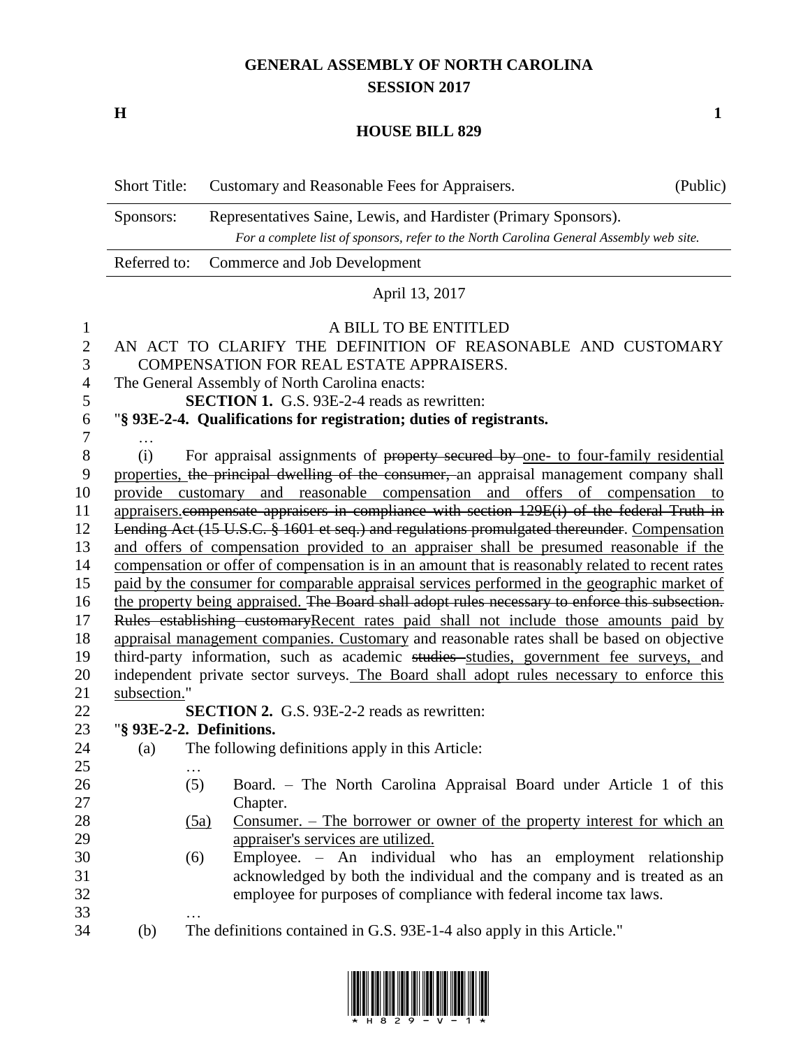# GENERAL ASSEMBLY OF NORTH CAROLINA
## SESSION 2017

**H** **1**

## HOUSE BILL 829

| Short Title: | Customary and Reasonable Fees for Appraisers. | (Public) |
|---|---|---|
| Sponsors: | Representatives Saine, Lewis, and Hardister (Primary Sponsors). *For a complete list of sponsors, refer to the North Carolina General Assembly web site.* | |
| Referred to: | Commerce and Job Development | |

April 13, 2017

A BILL TO BE ENTITLED

AN ACT TO CLARIFY THE DEFINITION OF REASONABLE AND CUSTOMARY COMPENSATION FOR REAL ESTATE APPRAISERS.

The General Assembly of North Carolina enacts:

**SECTION 1.** G.S. 93E-2-4 reads as rewritten:

"**§ 93E-2-4. Qualifications for registration; duties of registrants.**

…

(i) For appraisal assignments of ~~property secured by~~ one- to four-family residential properties, ~~the principal dwelling of the consumer,~~ an appraisal management company shall provide customary and reasonable compensation and offers of compensation to appraisers.~~compensate appraisers in compliance with section 129E(i) of the federal Truth in Lending Act (15 U.S.C. § 1601 et seq.) and regulations promulgated thereunder~~. Compensation and offers of compensation provided to an appraiser shall be presumed reasonable if the compensation or offer of compensation is in an amount that is reasonably related to recent rates paid by the consumer for comparable appraisal services performed in the geographic market of the property being appraised. ~~The Board shall adopt rules necessary to enforce this subsection. Rules establishing customary~~Recent rates paid shall not include those amounts paid by appraisal management companies. Customary and reasonable rates shall be based on objective third-party information, such as academic ~~studies~~ studies, government fee surveys, and independent private sector surveys. The Board shall adopt rules necessary to enforce this subsection."

**SECTION 2.** G.S. 93E-2-2 reads as rewritten:

"**§ 93E-2-2. Definitions.**

(a) The following definitions apply in this Article:

…

(5) Board. – The North Carolina Appraisal Board under Article 1 of this Chapter.

(5a) Consumer. – The borrower or owner of the property interest for which an appraiser's services are utilized.

(6) Employee. – An individual who has an employment relationship acknowledged by both the individual and the company and is treated as an employee for purposes of compliance with federal income tax laws.

…

(b) The definitions contained in G.S. 93E-1-4 also apply in this Article."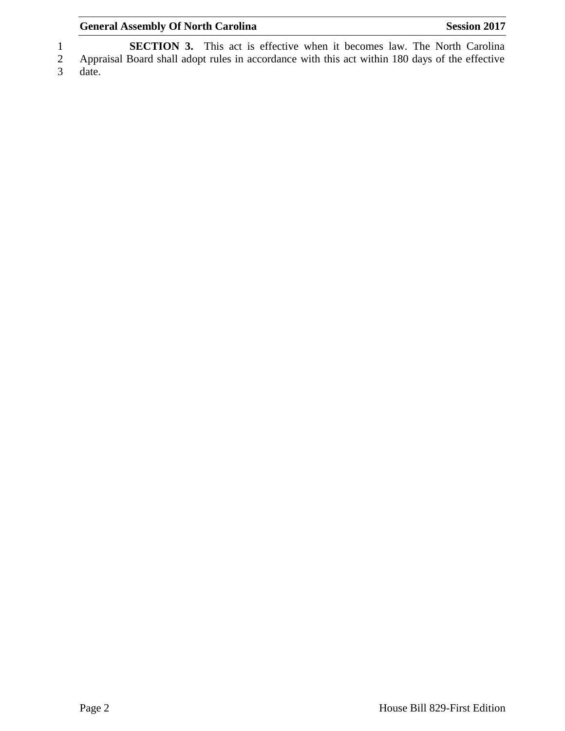**SECTION 3.** This act is effective when it becomes law. The North Carolina Appraisal Board shall adopt rules in accordance with this act within 180 days of the effective date.